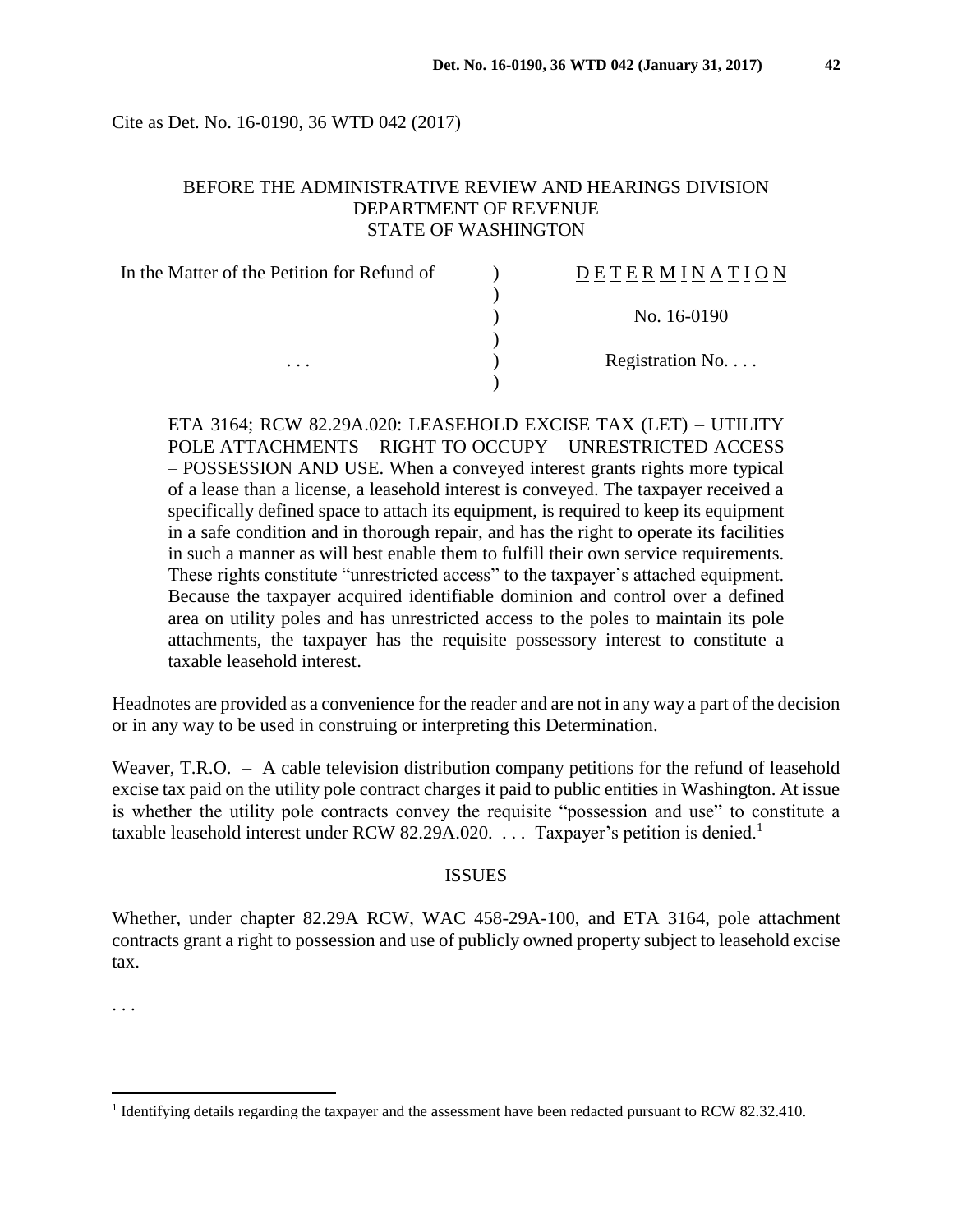Cite as Det. No. 16-0190, 36 WTD 042 (2017)

BEFORE THE ADMINISTRATIVE REVIEW AND HEARINGS DIVISION
DEPARTMENT OF REVENUE
STATE OF WASHINGTON

| In the Matter of the Petition for Refund of | ) | DETERMINATION |
|---|---|---|
| | ) | |
| | ) | No. 16-0190 |
| | ) | |
| . . . | ) | Registration No. . . . |
| | ) | |

ETA 3164; RCW 82.29A.020: LEASEHOLD EXCISE TAX (LET) – UTILITY POLE ATTACHMENTS – RIGHT TO OCCUPY – UNRESTRICTED ACCESS – POSSESSION AND USE. When a conveyed interest grants rights more typical of a lease than a license, a leasehold interest is conveyed. The taxpayer received a specifically defined space to attach its equipment, is required to keep its equipment in a safe condition and in thorough repair, and has the right to operate its facilities in such a manner as will best enable them to fulfill their own service requirements. These rights constitute "unrestricted access" to the taxpayer's attached equipment. Because the taxpayer acquired identifiable dominion and control over a defined area on utility poles and has unrestricted access to the poles to maintain its pole attachments, the taxpayer has the requisite possessory interest to constitute a taxable leasehold interest.

Headnotes are provided as a convenience for the reader and are not in any way a part of the decision or in any way to be used in construing or interpreting this Determination.

Weaver, T.R.O. – A cable television distribution company petitions for the refund of leasehold excise tax paid on the utility pole contract charges it paid to public entities in Washington. At issue is whether the utility pole contracts convey the requisite "possession and use" to constitute a taxable leasehold interest under RCW 82.29A.020. . . . Taxpayer's petition is denied.[1]

## ISSUES

Whether, under chapter 82.29A RCW, WAC 458-29A-100, and ETA 3164, pole attachment contracts grant a right to possession and use of publicly owned property subject to leasehold excise tax.

. . .

[1] Identifying details regarding the taxpayer and the assessment have been redacted pursuant to RCW 82.32.410.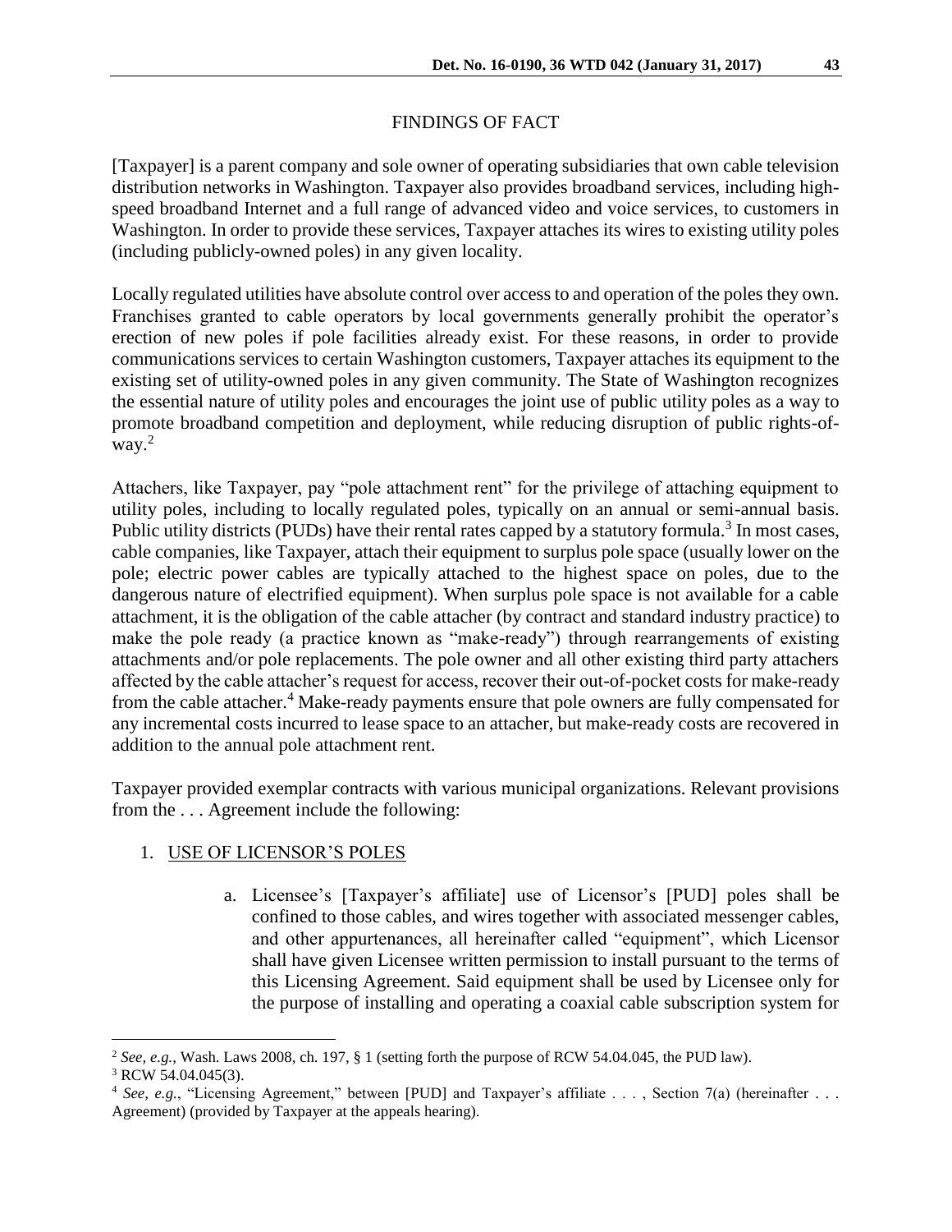## FINDINGS OF FACT

[Taxpayer] is a parent company and sole owner of operating subsidiaries that own cable television distribution networks in Washington. Taxpayer also provides broadband services, including high-speed broadband Internet and a full range of advanced video and voice services, to customers in Washington. In order to provide these services, Taxpayer attaches its wires to existing utility poles (including publicly-owned poles) in any given locality.

Locally regulated utilities have absolute control over access to and operation of the poles they own. Franchises granted to cable operators by local governments generally prohibit the operator's erection of new poles if pole facilities already exist. For these reasons, in order to provide communications services to certain Washington customers, Taxpayer attaches its equipment to the existing set of utility-owned poles in any given community. The State of Washington recognizes the essential nature of utility poles and encourages the joint use of public utility poles as a way to promote broadband competition and deployment, while reducing disruption of public rights-of-way.[2]

Attachers, like Taxpayer, pay "pole attachment rent" for the privilege of attaching equipment to utility poles, including to locally regulated poles, typically on an annual or semi-annual basis. Public utility districts (PUDs) have their rental rates capped by a statutory formula.[3] In most cases, cable companies, like Taxpayer, attach their equipment to surplus pole space (usually lower on the pole; electric power cables are typically attached to the highest space on poles, due to the dangerous nature of electrified equipment). When surplus pole space is not available for a cable attachment, it is the obligation of the cable attacher (by contract and standard industry practice) to make the pole ready (a practice known as "make-ready") through rearrangements of existing attachments and/or pole replacements. The pole owner and all other existing third party attachers affected by the cable attacher's request for access, recover their out-of-pocket costs for make-ready from the cable attacher.[4] Make-ready payments ensure that pole owners are fully compensated for any incremental costs incurred to lease space to an attacher, but make-ready costs are recovered in addition to the annual pole attachment rent.

Taxpayer provided exemplar contracts with various municipal organizations. Relevant provisions from the . . . Agreement include the following:

1. USE OF LICENSOR'S POLES

    a. Licensee's [Taxpayer's affiliate] use of Licensor's [PUD] poles shall be confined to those cables, and wires together with associated messenger cables, and other appurtenances, all hereinafter called "equipment", which Licensor shall have given Licensee written permission to install pursuant to the terms of this Licensing Agreement. Said equipment shall be used by Licensee only for the purpose of installing and operating a coaxial cable subscription system for

---

[2] *See, e.g.*, Wash. Laws 2008, ch. 197, § 1 (setting forth the purpose of RCW 54.04.045, the PUD law).

[3] RCW 54.04.045(3).

[4] *See, e.g.*, "Licensing Agreement," between [PUD] and Taxpayer's affiliate . . . , Section 7(a) (hereinafter . . . Agreement) (provided by Taxpayer at the appeals hearing).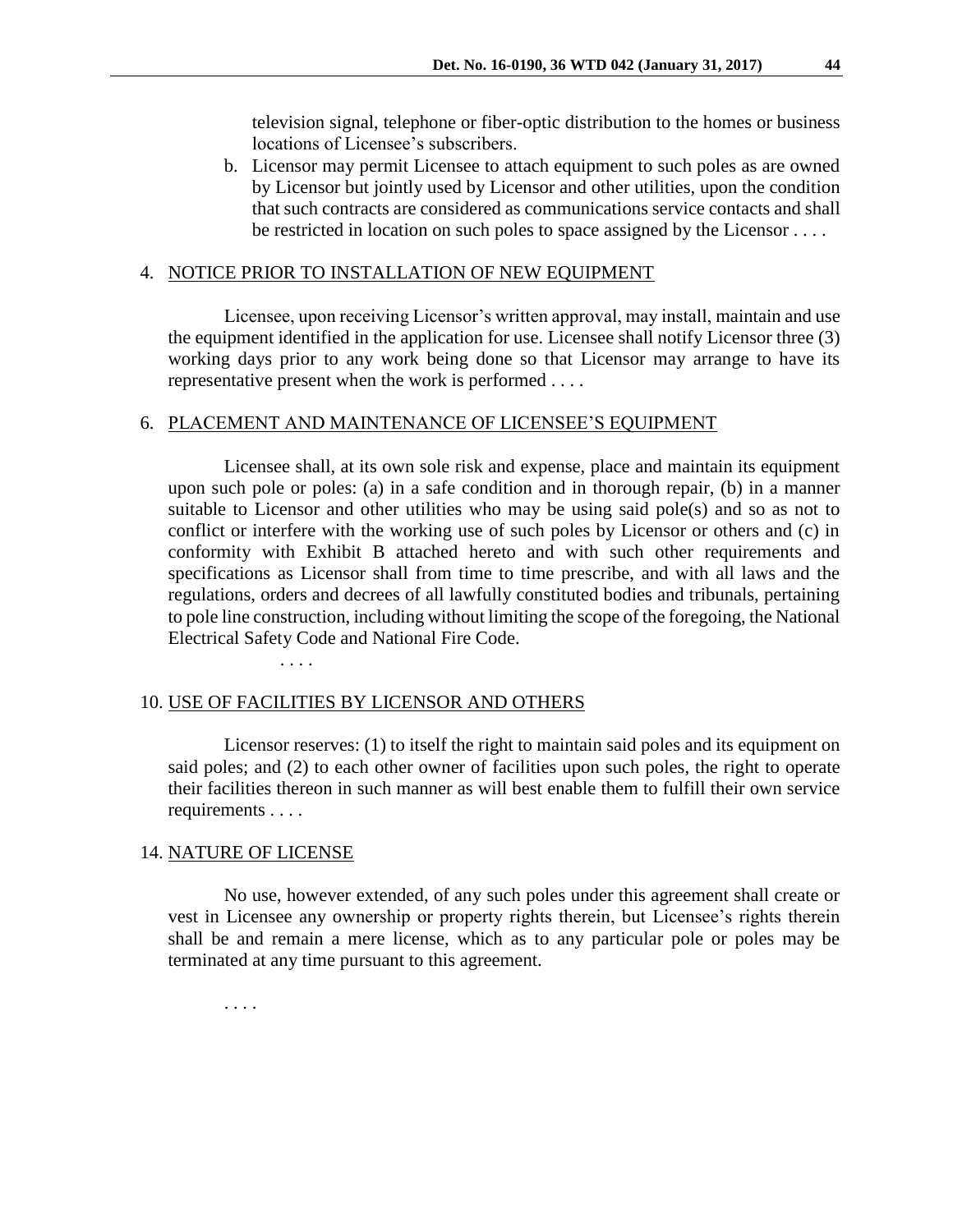television signal, telephone or fiber-optic distribution to the homes or business locations of Licensee's subscribers.

b. Licensor may permit Licensee to attach equipment to such poles as are owned by Licensor but jointly used by Licensor and other utilities, upon the condition that such contracts are considered as communications service contacts and shall be restricted in location on such poles to space assigned by the Licensor . . . .

4. <u>NOTICE PRIOR TO INSTALLATION OF NEW EQUIPMENT</u>

Licensee, upon receiving Licensor's written approval, may install, maintain and use the equipment identified in the application for use. Licensee shall notify Licensor three (3) working days prior to any work being done so that Licensor may arrange to have its representative present when the work is performed . . . .

6. <u>PLACEMENT AND MAINTENANCE OF LICENSEE'S EQUIPMENT</u>

Licensee shall, at its own sole risk and expense, place and maintain its equipment upon such pole or poles: (a) in a safe condition and in thorough repair, (b) in a manner suitable to Licensor and other utilities who may be using said pole(s) and so as not to conflict or interfere with the working use of such poles by Licensor or others and (c) in conformity with Exhibit B attached hereto and with such other requirements and specifications as Licensor shall from time to time prescribe, and with all laws and the regulations, orders and decrees of all lawfully constituted bodies and tribunals, pertaining to pole line construction, including without limiting the scope of the foregoing, the National Electrical Safety Code and National Fire Code.

. . . .

10. <u>USE OF FACILITIES BY LICENSOR AND OTHERS</u>

Licensor reserves: (1) to itself the right to maintain said poles and its equipment on said poles; and (2) to each other owner of facilities upon such poles, the right to operate their facilities thereon in such manner as will best enable them to fulfill their own service requirements . . . .

14. <u>NATURE OF LICENSE</u>

No use, however extended, of any such poles under this agreement shall create or vest in Licensee any ownership or property rights therein, but Licensee's rights therein shall be and remain a mere license, which as to any particular pole or poles may be terminated at any time pursuant to this agreement.

. . . .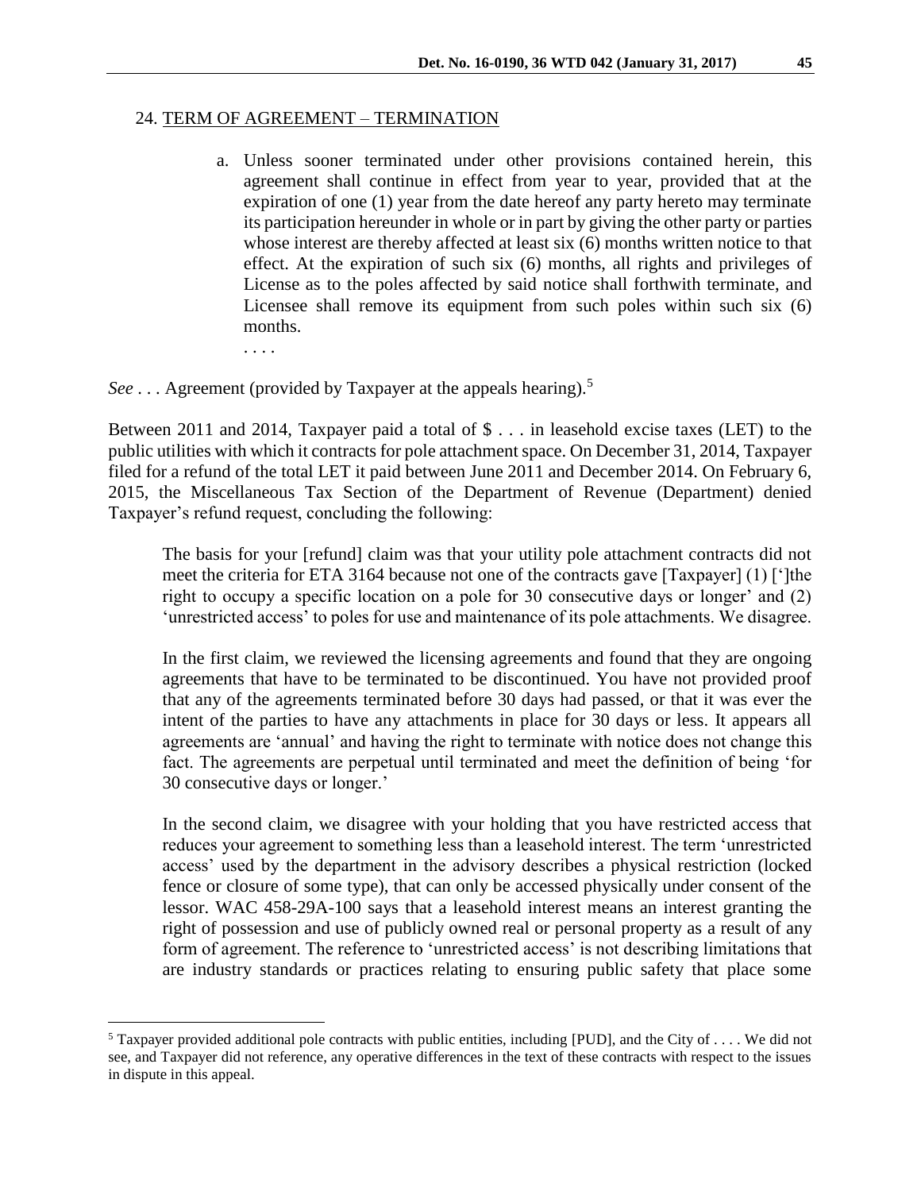24. TERM OF AGREEMENT – TERMINATION

> a. Unless sooner terminated under other provisions contained herein, this agreement shall continue in effect from year to year, provided that at the expiration of one (1) year from the date hereof any party hereto may terminate its participation hereunder in whole or in part by giving the other party or parties whose interest are thereby affected at least six (6) months written notice to that effect. At the expiration of such six (6) months, all rights and privileges of License as to the poles affected by said notice shall forthwith terminate, and Licensee shall remove its equipment from such poles within such six (6) months.
>
> . . . .

*See* . . . Agreement (provided by Taxpayer at the appeals hearing).[5]

Between 2011 and 2014, Taxpayer paid a total of $ . . . in leasehold excise taxes (LET) to the public utilities with which it contracts for pole attachment space. On December 31, 2014, Taxpayer filed for a refund of the total LET it paid between June 2011 and December 2014. On February 6, 2015, the Miscellaneous Tax Section of the Department of Revenue (Department) denied Taxpayer's refund request, concluding the following:

> The basis for your [refund] claim was that your utility pole attachment contracts did not meet the criteria for ETA 3164 because not one of the contracts gave [Taxpayer] (1) [']the right to occupy a specific location on a pole for 30 consecutive days or longer' and (2) 'unrestricted access' to poles for use and maintenance of its pole attachments. We disagree.
>
> In the first claim, we reviewed the licensing agreements and found that they are ongoing agreements that have to be terminated to be discontinued. You have not provided proof that any of the agreements terminated before 30 days had passed, or that it was ever the intent of the parties to have any attachments in place for 30 days or less. It appears all agreements are 'annual' and having the right to terminate with notice does not change this fact. The agreements are perpetual until terminated and meet the definition of being 'for 30 consecutive days or longer.'
>
> In the second claim, we disagree with your holding that you have restricted access that reduces your agreement to something less than a leasehold interest. The term 'unrestricted access' used by the department in the advisory describes a physical restriction (locked fence or closure of some type), that can only be accessed physically under consent of the lessor. WAC 458-29A-100 says that a leasehold interest means an interest granting the right of possession and use of publicly owned real or personal property as a result of any form of agreement. The reference to 'unrestricted access' is not describing limitations that are industry standards or practices relating to ensuring public safety that place some

---

[5] Taxpayer provided additional pole contracts with public entities, including [PUD], and the City of . . . . We did not see, and Taxpayer did not reference, any operative differences in the text of these contracts with respect to the issues in dispute in this appeal.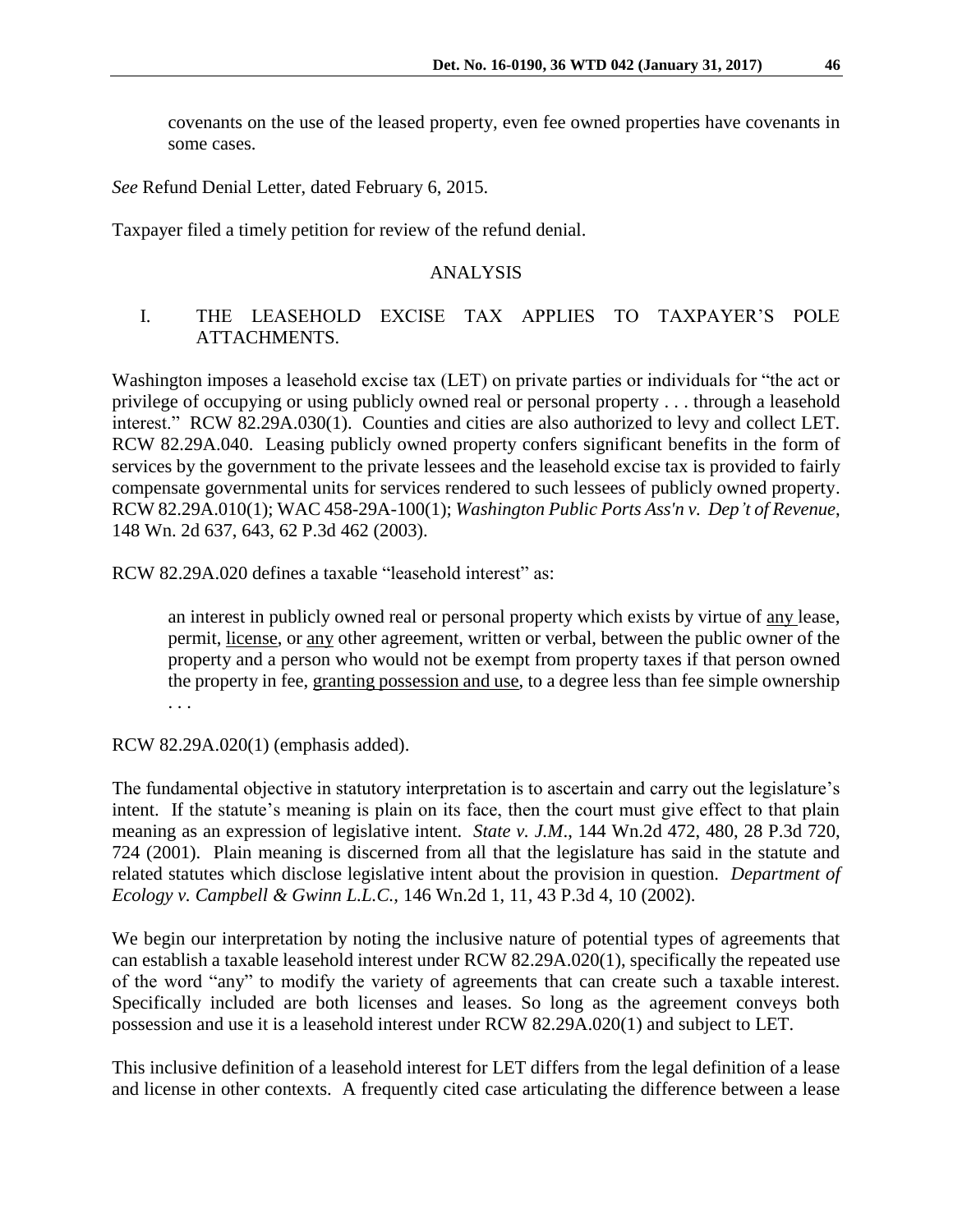covenants on the use of the leased property, even fee owned properties have covenants in some cases.

*See* Refund Denial Letter, dated February 6, 2015.

Taxpayer filed a timely petition for review of the refund denial.

## ANALYSIS

### I. THE LEASEHOLD EXCISE TAX APPLIES TO TAXPAYER'S POLE ATTACHMENTS.

Washington imposes a leasehold excise tax (LET) on private parties or individuals for "the act or privilege of occupying or using publicly owned real or personal property . . . through a leasehold interest." RCW 82.29A.030(1). Counties and cities are also authorized to levy and collect LET. RCW 82.29A.040. Leasing publicly owned property confers significant benefits in the form of services by the government to the private lessees and the leasehold excise tax is provided to fairly compensate governmental units for services rendered to such lessees of publicly owned property. RCW 82.29A.010(1); WAC 458-29A-100(1); *Washington Public Ports Ass'n v. Dep't of Revenue*, 148 Wn. 2d 637, 643, 62 P.3d 462 (2003).

RCW 82.29A.020 defines a taxable "leasehold interest" as:

> an interest in publicly owned real or personal property which exists by virtue of <u>any</u> lease, permit, <u>license</u>, or <u>any</u> other agreement, written or verbal, between the public owner of the property and a person who would not be exempt from property taxes if that person owned the property in fee, <u>granting possession and use</u>, to a degree less than fee simple ownership . . .

RCW 82.29A.020(1) (emphasis added).

The fundamental objective in statutory interpretation is to ascertain and carry out the legislature's intent. If the statute's meaning is plain on its face, then the court must give effect to that plain meaning as an expression of legislative intent. *State v. J.M*., 144 Wn.2d 472, 480, 28 P.3d 720, 724 (2001). Plain meaning is discerned from all that the legislature has said in the statute and related statutes which disclose legislative intent about the provision in question. *Department of Ecology v. Campbell & Gwinn L.L.C.,* 146 Wn.2d 1, 11, 43 P.3d 4, 10 (2002).

We begin our interpretation by noting the inclusive nature of potential types of agreements that can establish a taxable leasehold interest under RCW 82.29A.020(1), specifically the repeated use of the word "any" to modify the variety of agreements that can create such a taxable interest. Specifically included are both licenses and leases. So long as the agreement conveys both possession and use it is a leasehold interest under RCW 82.29A.020(1) and subject to LET.

This inclusive definition of a leasehold interest for LET differs from the legal definition of a lease and license in other contexts. A frequently cited case articulating the difference between a lease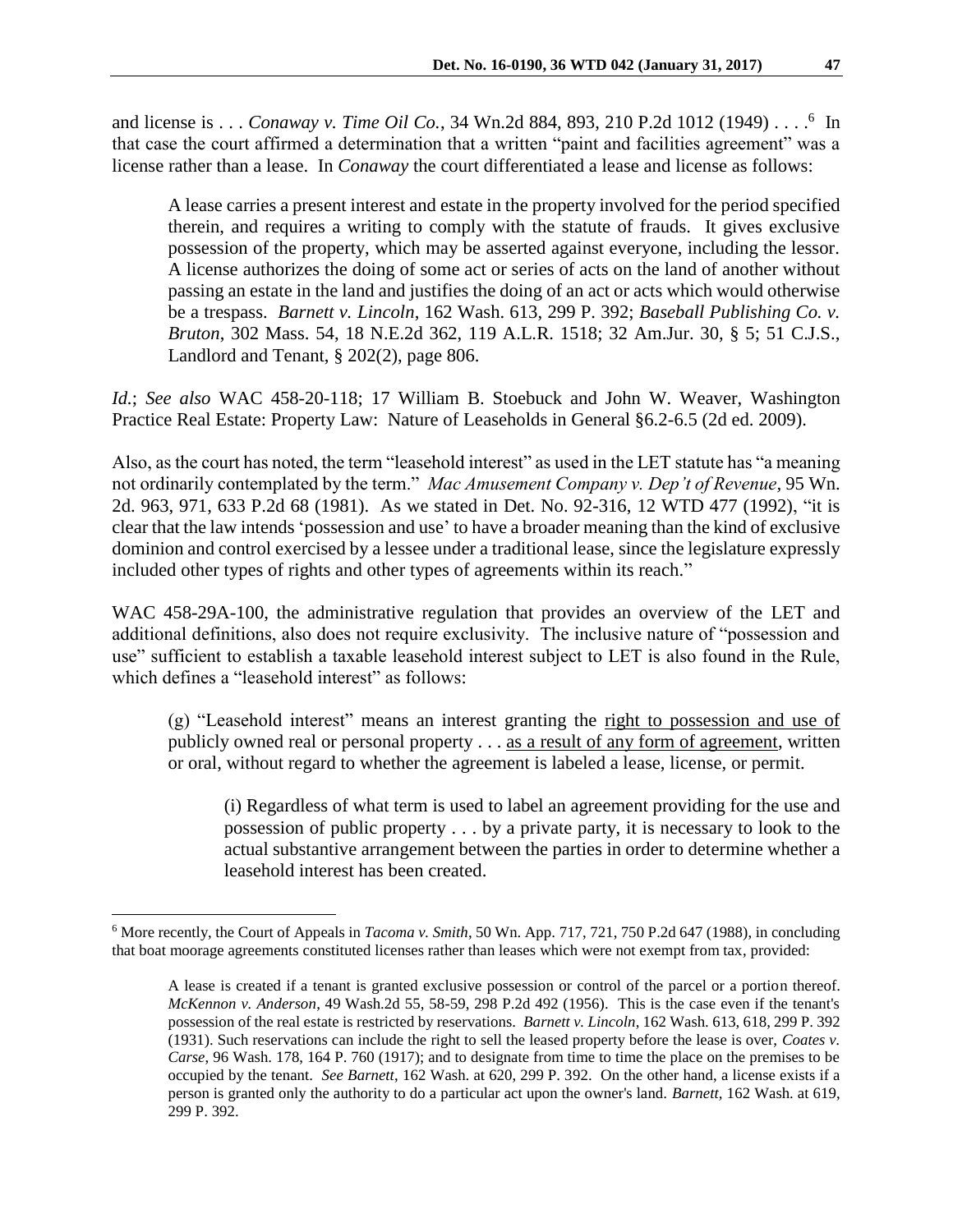and license is . . . *Conaway v. Time Oil Co.*, 34 Wn.2d 884, 893, 210 P.2d 1012 (1949) . . . .[6] In that case the court affirmed a determination that a written "paint and facilities agreement" was a license rather than a lease. In *Conaway* the court differentiated a lease and license as follows:

> A lease carries a present interest and estate in the property involved for the period specified therein, and requires a writing to comply with the statute of frauds. It gives exclusive possession of the property, which may be asserted against everyone, including the lessor. A license authorizes the doing of some act or series of acts on the land of another without passing an estate in the land and justifies the doing of an act or acts which would otherwise be a trespass. *Barnett v. Lincoln*, 162 Wash. 613, 299 P. 392; *Baseball Publishing Co. v. Bruton*, 302 Mass. 54, 18 N.E.2d 362, 119 A.L.R. 1518; 32 Am.Jur. 30, § 5; 51 C.J.S., Landlord and Tenant, § 202(2), page 806.

*Id.*; *See also* WAC 458-20-118; 17 William B. Stoebuck and John W. Weaver, Washington Practice Real Estate: Property Law: Nature of Leaseholds in General §6.2-6.5 (2d ed. 2009).

Also, as the court has noted, the term "leasehold interest" as used in the LET statute has "a meaning not ordinarily contemplated by the term." *Mac Amusement Company v. Dep't of Revenue*, 95 Wn. 2d. 963, 971, 633 P.2d 68 (1981). As we stated in Det. No. 92-316, 12 WTD 477 (1992), "it is clear that the law intends 'possession and use' to have a broader meaning than the kind of exclusive dominion and control exercised by a lessee under a traditional lease, since the legislature expressly included other types of rights and other types of agreements within its reach."

WAC 458-29A-100, the administrative regulation that provides an overview of the LET and additional definitions, also does not require exclusivity. The inclusive nature of "possession and use" sufficient to establish a taxable leasehold interest subject to LET is also found in the Rule, which defines a "leasehold interest" as follows:

> (g) "Leasehold interest" means an interest granting the <u>right to possession and use of</u> publicly owned real or personal property . . . <u>as a result of any form of agreement</u>, written or oral, without regard to whether the agreement is labeled a lease, license, or permit.
>
> > (i) Regardless of what term is used to label an agreement providing for the use and possession of public property . . . by a private party, it is necessary to look to the actual substantive arrangement between the parties in order to determine whether a leasehold interest has been created.

---

[6] More recently, the Court of Appeals in *Tacoma v. Smith*, 50 Wn. App. 717, 721, 750 P.2d 647 (1988), in concluding that boat moorage agreements constituted licenses rather than leases which were not exempt from tax, provided:

> A lease is created if a tenant is granted exclusive possession or control of the parcel or a portion thereof. *McKennon v. Anderson*, 49 Wash.2d 55, 58-59, 298 P.2d 492 (1956). This is the case even if the tenant's possession of the real estate is restricted by reservations. *Barnett v. Lincoln*, 162 Wash. 613, 618, 299 P. 392 (1931). Such reservations can include the right to sell the leased property before the lease is over, *Coates v. Carse*, 96 Wash. 178, 164 P. 760 (1917); and to designate from time to time the place on the premises to be occupied by the tenant. *See Barnett*, 162 Wash. at 620, 299 P. 392. On the other hand, a license exists if a person is granted only the authority to do a particular act upon the owner's land. *Barnett*, 162 Wash. at 619, 299 P. 392.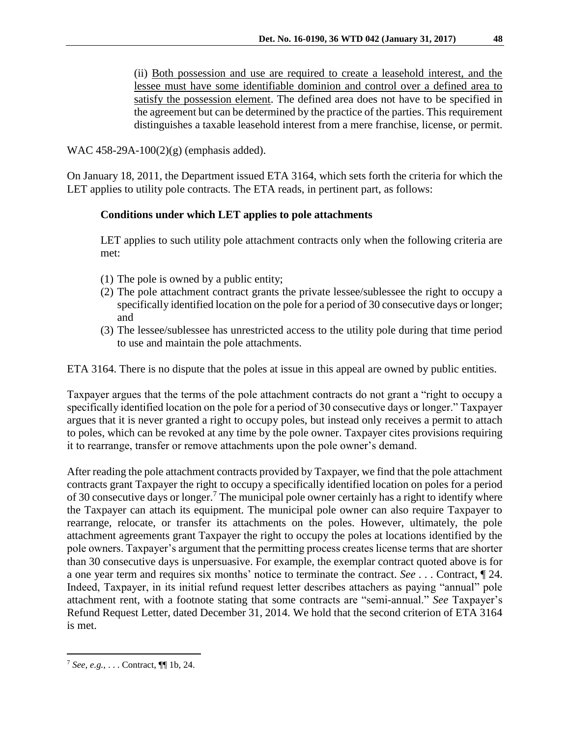> (ii) Both possession and use are required to create a leasehold interest, and the lessee must have some identifiable dominion and control over a defined area to satisfy the possession element. The defined area does not have to be specified in the agreement but can be determined by the practice of the parties. This requirement distinguishes a taxable leasehold interest from a mere franchise, license, or permit.

WAC 458-29A-100(2)(g) (emphasis added).

On January 18, 2011, the Department issued ETA 3164, which sets forth the criteria for which the LET applies to utility pole contracts. The ETA reads, in pertinent part, as follows:

> **Conditions under which LET applies to pole attachments**
>
> LET applies to such utility pole attachment contracts only when the following criteria are met:
>
> (1) The pole is owned by a public entity;
> (2) The pole attachment contract grants the private lessee/sublessee the right to occupy a specifically identified location on the pole for a period of 30 consecutive days or longer; and
> (3) The lessee/sublessee has unrestricted access to the utility pole during that time period to use and maintain the pole attachments.

ETA 3164. There is no dispute that the poles at issue in this appeal are owned by public entities.

Taxpayer argues that the terms of the pole attachment contracts do not grant a "right to occupy a specifically identified location on the pole for a period of 30 consecutive days or longer." Taxpayer argues that it is never granted a right to occupy poles, but instead only receives a permit to attach to poles, which can be revoked at any time by the pole owner. Taxpayer cites provisions requiring it to rearrange, transfer or remove attachments upon the pole owner's demand.

After reading the pole attachment contracts provided by Taxpayer, we find that the pole attachment contracts grant Taxpayer the right to occupy a specifically identified location on poles for a period of 30 consecutive days or longer.[7] The municipal pole owner certainly has a right to identify where the Taxpayer can attach its equipment. The municipal pole owner can also require Taxpayer to rearrange, relocate, or transfer its attachments on the poles. However, ultimately, the pole attachment agreements grant Taxpayer the right to occupy the poles at locations identified by the pole owners. Taxpayer's argument that the permitting process creates license terms that are shorter than 30 consecutive days is unpersuasive. For example, the exemplar contract quoted above is for a one year term and requires six months' notice to terminate the contract. *See* . . . Contract, ¶ 24. Indeed, Taxpayer, in its initial refund request letter describes attachers as paying "annual" pole attachment rent, with a footnote stating that some contracts are "semi-annual." *See* Taxpayer's Refund Request Letter, dated December 31, 2014. We hold that the second criterion of ETA 3164 is met.

---

[7] *See, e.g.*, . . . Contract, ¶¶ 1b, 24.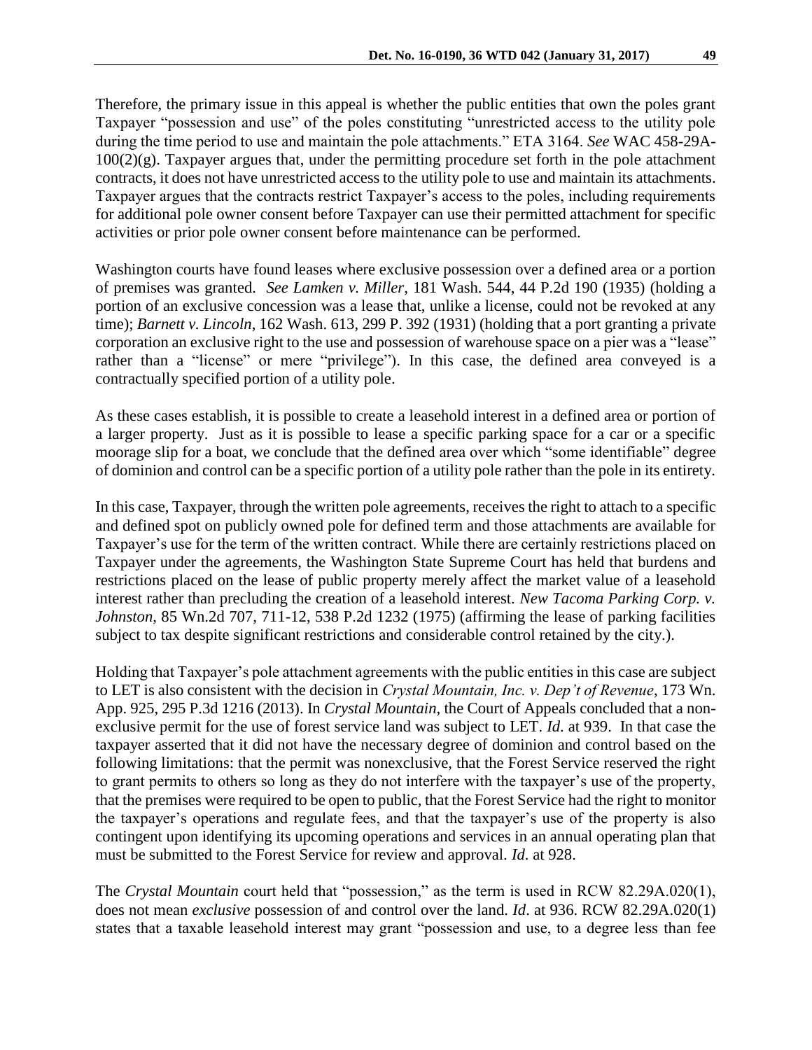Therefore, the primary issue in this appeal is whether the public entities that own the poles grant Taxpayer "possession and use" of the poles constituting "unrestricted access to the utility pole during the time period to use and maintain the pole attachments." ETA 3164. *See* WAC 458-29A-100(2)(g). Taxpayer argues that, under the permitting procedure set forth in the pole attachment contracts, it does not have unrestricted access to the utility pole to use and maintain its attachments. Taxpayer argues that the contracts restrict Taxpayer's access to the poles, including requirements for additional pole owner consent before Taxpayer can use their permitted attachment for specific activities or prior pole owner consent before maintenance can be performed.

Washington courts have found leases where exclusive possession over a defined area or a portion of premises was granted. *See Lamken v. Miller*, 181 Wash. 544, 44 P.2d 190 (1935) (holding a portion of an exclusive concession was a lease that, unlike a license, could not be revoked at any time); *Barnett v. Lincoln*, 162 Wash. 613, 299 P. 392 (1931) (holding that a port granting a private corporation an exclusive right to the use and possession of warehouse space on a pier was a "lease" rather than a "license" or mere "privilege"). In this case, the defined area conveyed is a contractually specified portion of a utility pole.

As these cases establish, it is possible to create a leasehold interest in a defined area or portion of a larger property. Just as it is possible to lease a specific parking space for a car or a specific moorage slip for a boat, we conclude that the defined area over which "some identifiable" degree of dominion and control can be a specific portion of a utility pole rather than the pole in its entirety.

In this case, Taxpayer, through the written pole agreements, receives the right to attach to a specific and defined spot on publicly owned pole for defined term and those attachments are available for Taxpayer's use for the term of the written contract. While there are certainly restrictions placed on Taxpayer under the agreements, the Washington State Supreme Court has held that burdens and restrictions placed on the lease of public property merely affect the market value of a leasehold interest rather than precluding the creation of a leasehold interest. *New Tacoma Parking Corp. v. Johnston*, 85 Wn.2d 707, 711-12, 538 P.2d 1232 (1975) (affirming the lease of parking facilities subject to tax despite significant restrictions and considerable control retained by the city.).

Holding that Taxpayer's pole attachment agreements with the public entities in this case are subject to LET is also consistent with the decision in *Crystal Mountain, Inc. v. Dep't of Revenue*, 173 Wn. App. 925, 295 P.3d 1216 (2013). In *Crystal Mountain*, the Court of Appeals concluded that a non-exclusive permit for the use of forest service land was subject to LET. *Id*. at 939. In that case the taxpayer asserted that it did not have the necessary degree of dominion and control based on the following limitations: that the permit was nonexclusive, that the Forest Service reserved the right to grant permits to others so long as they do not interfere with the taxpayer's use of the property, that the premises were required to be open to public, that the Forest Service had the right to monitor the taxpayer's operations and regulate fees, and that the taxpayer's use of the property is also contingent upon identifying its upcoming operations and services in an annual operating plan that must be submitted to the Forest Service for review and approval. *Id*. at 928.

The *Crystal Mountain* court held that "possession," as the term is used in RCW 82.29A.020(1), does not mean *exclusive* possession of and control over the land. *Id*. at 936. RCW 82.29A.020(1) states that a taxable leasehold interest may grant "possession and use, to a degree less than fee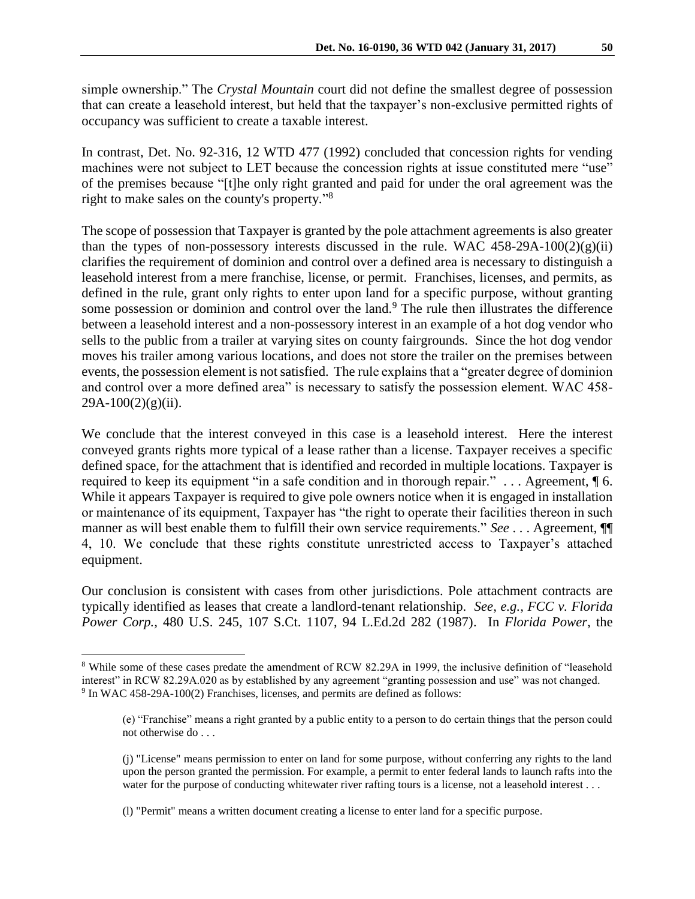simple ownership." The *Crystal Mountain* court did not define the smallest degree of possession that can create a leasehold interest, but held that the taxpayer's non-exclusive permitted rights of occupancy was sufficient to create a taxable interest.

In contrast, Det. No. 92-316, 12 WTD 477 (1992) concluded that concession rights for vending machines were not subject to LET because the concession rights at issue constituted mere "use" of the premises because "[t]he only right granted and paid for under the oral agreement was the right to make sales on the county's property."[8]

The scope of possession that Taxpayer is granted by the pole attachment agreements is also greater than the types of non-possessory interests discussed in the rule. WAC 458-29A-100(2)(g)(ii) clarifies the requirement of dominion and control over a defined area is necessary to distinguish a leasehold interest from a mere franchise, license, or permit. Franchises, licenses, and permits, as defined in the rule, grant only rights to enter upon land for a specific purpose, without granting some possession or dominion and control over the land.[9] The rule then illustrates the difference between a leasehold interest and a non-possessory interest in an example of a hot dog vendor who sells to the public from a trailer at varying sites on county fairgrounds. Since the hot dog vendor moves his trailer among various locations, and does not store the trailer on the premises between events, the possession element is not satisfied. The rule explains that a "greater degree of dominion and control over a more defined area" is necessary to satisfy the possession element. WAC 458-29A-100(2)(g)(ii).

We conclude that the interest conveyed in this case is a leasehold interest. Here the interest conveyed grants rights more typical of a lease rather than a license. Taxpayer receives a specific defined space, for the attachment that is identified and recorded in multiple locations. Taxpayer is required to keep its equipment "in a safe condition and in thorough repair." . . . Agreement, ¶ 6. While it appears Taxpayer is required to give pole owners notice when it is engaged in installation or maintenance of its equipment, Taxpayer has "the right to operate their facilities thereon in such manner as will best enable them to fulfill their own service requirements." *See* . . . Agreement, ¶¶ 4, 10. We conclude that these rights constitute unrestricted access to Taxpayer's attached equipment.

Our conclusion is consistent with cases from other jurisdictions. Pole attachment contracts are typically identified as leases that create a landlord-tenant relationship. *See, e.g., FCC v. Florida Power Corp.,* 480 U.S. 245, 107 S.Ct. 1107, 94 L.Ed.2d 282 (1987). In *Florida Power*, the

---

[8] While some of these cases predate the amendment of RCW 82.29A in 1999, the inclusive definition of "leasehold interest" in RCW 82.29A.020 as by established by any agreement "granting possession and use" was not changed.

[9] In WAC 458-29A-100(2) Franchises, licenses, and permits are defined as follows:

> (e) "Franchise" means a right granted by a public entity to a person to do certain things that the person could not otherwise do . . .
>
> (j) "License" means permission to enter on land for some purpose, without conferring any rights to the land upon the person granted the permission. For example, a permit to enter federal lands to launch rafts into the water for the purpose of conducting whitewater river rafting tours is a license, not a leasehold interest . . .
>
> (l) "Permit" means a written document creating a license to enter land for a specific purpose.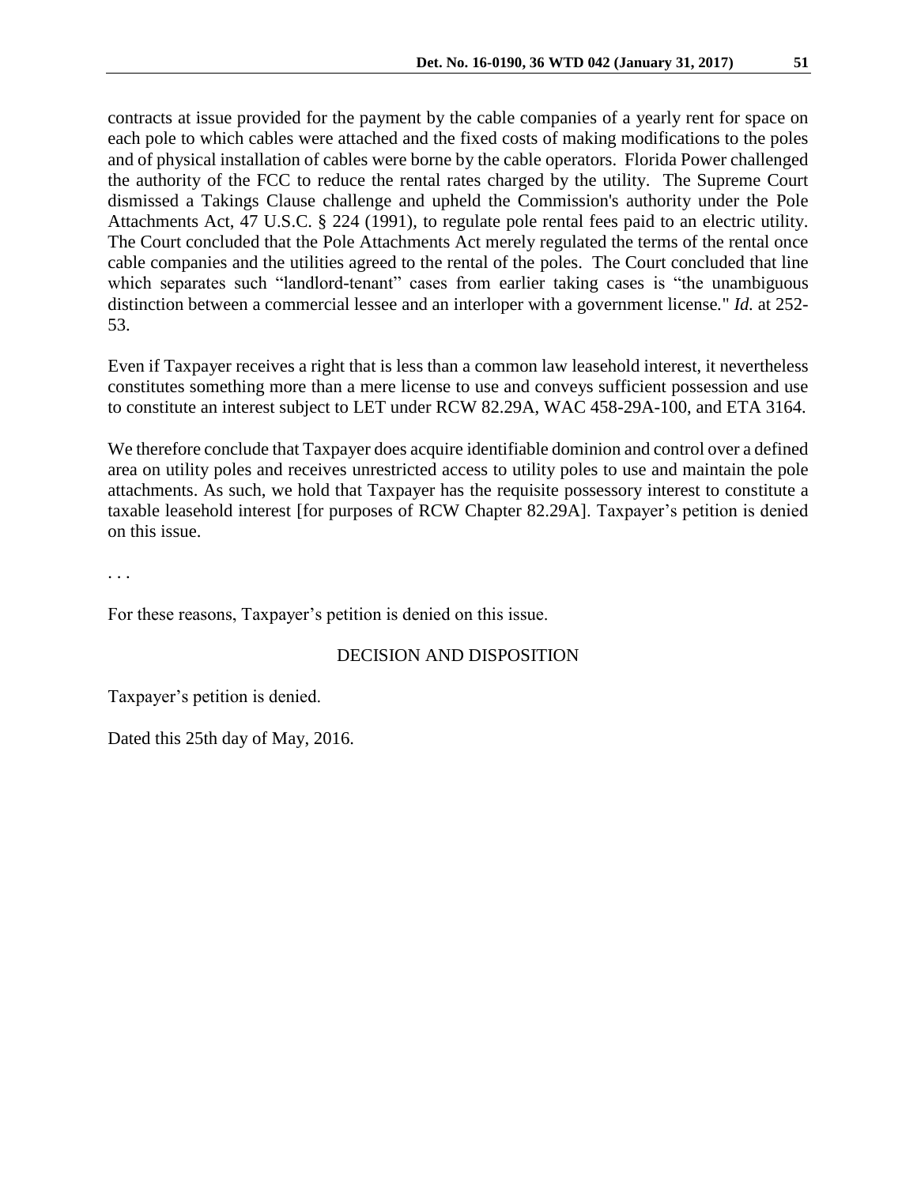contracts at issue provided for the payment by the cable companies of a yearly rent for space on each pole to which cables were attached and the fixed costs of making modifications to the poles and of physical installation of cables were borne by the cable operators. Florida Power challenged the authority of the FCC to reduce the rental rates charged by the utility. The Supreme Court dismissed a Takings Clause challenge and upheld the Commission's authority under the Pole Attachments Act, 47 U.S.C. § 224 (1991), to regulate pole rental fees paid to an electric utility. The Court concluded that the Pole Attachments Act merely regulated the terms of the rental once cable companies and the utilities agreed to the rental of the poles. The Court concluded that line which separates such "landlord-tenant" cases from earlier taking cases is "the unambiguous distinction between a commercial lessee and an interloper with a government license." *Id.* at 252-53.

Even if Taxpayer receives a right that is less than a common law leasehold interest, it nevertheless constitutes something more than a mere license to use and conveys sufficient possession and use to constitute an interest subject to LET under RCW 82.29A, WAC 458-29A-100, and ETA 3164.

We therefore conclude that Taxpayer does acquire identifiable dominion and control over a defined area on utility poles and receives unrestricted access to utility poles to use and maintain the pole attachments. As such, we hold that Taxpayer has the requisite possessory interest to constitute a taxable leasehold interest [for purposes of RCW Chapter 82.29A]. Taxpayer's petition is denied on this issue.

. . .

For these reasons, Taxpayer's petition is denied on this issue.

## DECISION AND DISPOSITION

Taxpayer's petition is denied.

Dated this 25th day of May, 2016.